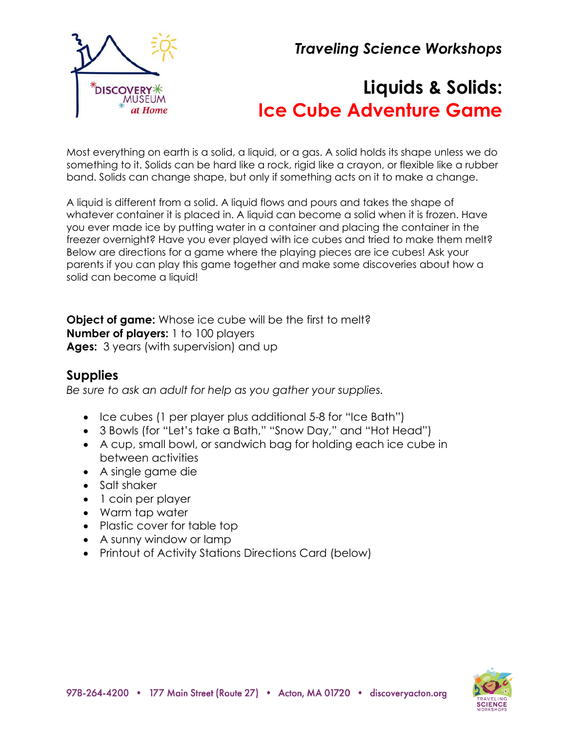*Traveling Science Workshops*

# Liquids & Solids: Ice Cube Adventure Game

Most everything on earth is a solid, a liquid, or a gas. A solid holds its shape unless we do something to it. Solids can be hard like a rock, rigid like a crayon, or flexible like a rubber band. Solids can change shape, but only if something acts on it to make a change.

A liquid is different from a solid. A liquid flows and pours and takes the shape of whatever container it is placed in. A liquid can become a solid when it is frozen. Have you ever made ice by putting water in a container and placing the container in the freezer overnight? Have you ever played with ice cubes and tried to make them melt? Below are directions for a game where the playing pieces are ice cubes! Ask your parents if you can play this game together and make some discoveries about how a solid can become a liquid!

**Object of game:** Whose ice cube will be the first to melt?
**Number of players:** 1 to 100 players
**Ages:** 3 years (with supervision) and up

## Supplies

*Be sure to ask an adult for help as you gather your supplies.*

- Ice cubes (1 per player plus additional 5-8 for "Ice Bath")
- 3 Bowls (for "Let's take a Bath," "Snow Day," and "Hot Head")
- A cup, small bowl, or sandwich bag for holding each ice cube in between activities
- A single game die
- Salt shaker
- 1 coin per player
- Warm tap water
- Plastic cover for table top
- A sunny window or lamp
- Printout of Activity Stations Directions Card (below)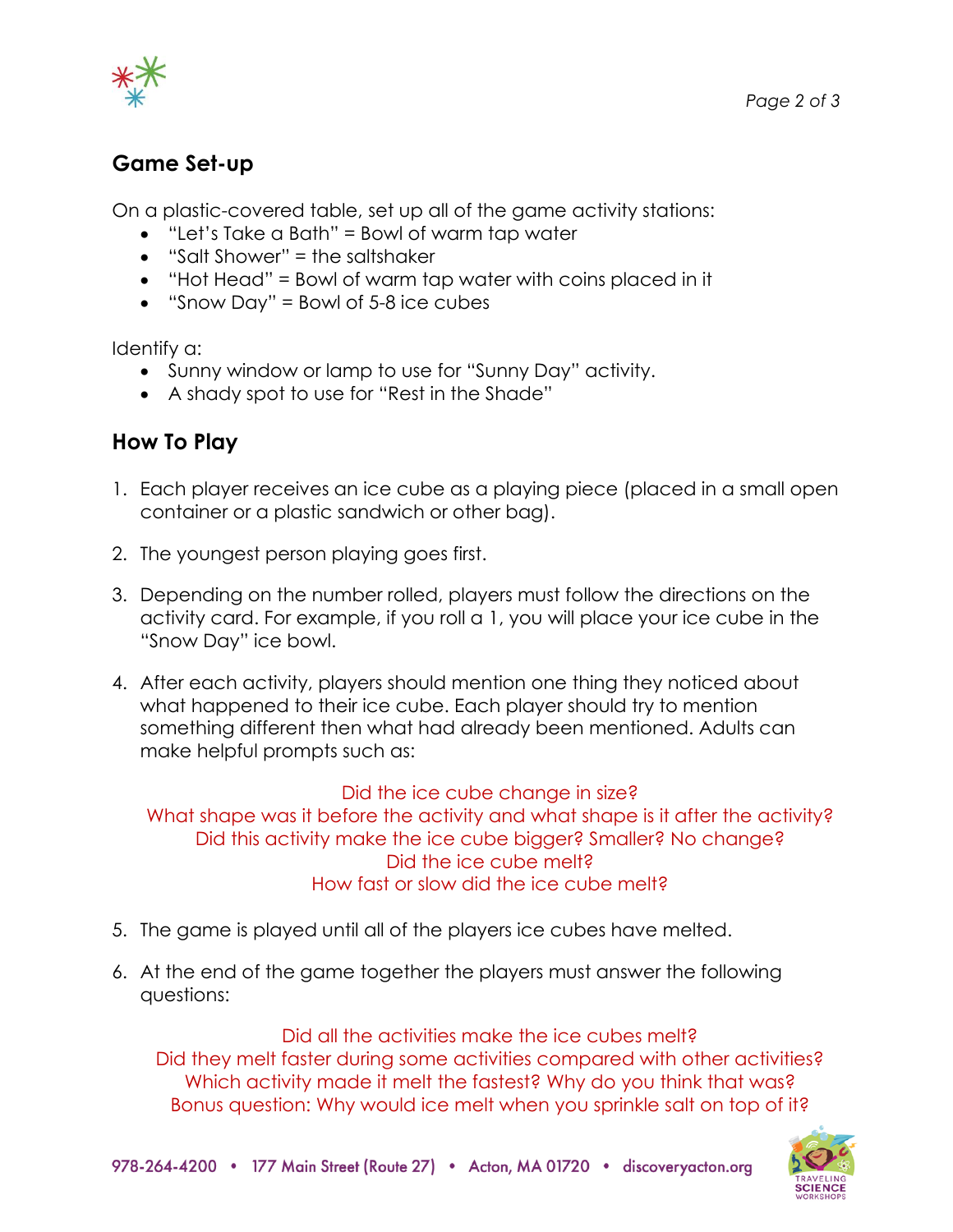## Game Set-up

On a plastic-covered table, set up all of the game activity stations:

- "Let's Take a Bath" = Bowl of warm tap water
- "Salt Shower" = the saltshaker
- "Hot Head" = Bowl of warm tap water with coins placed in it
- "Snow Day" = Bowl of 5-8 ice cubes

Identify a:

- Sunny window or lamp to use for "Sunny Day" activity.
- A shady spot to use for "Rest in the Shade"

## How To Play

1. Each player receives an ice cube as a playing piece (placed in a small open container or a plastic sandwich or other bag).

2. The youngest person playing goes first.

3. Depending on the number rolled, players must follow the directions on the activity card. For example, if you roll a 1, you will place your ice cube in the "Snow Day" ice bowl.

4. After each activity, players should mention one thing they noticed about what happened to their ice cube. Each player should try to mention something different then what had already been mentioned. Adults can make helpful prompts such as:

   Did the ice cube change in size?
   What shape was it before the activity and what shape is it after the activity?
   Did this activity make the ice cube bigger? Smaller? No change?
   Did the ice cube melt?
   How fast or slow did the ice cube melt?

5. The game is played until all of the players ice cubes have melted.

6. At the end of the game together the players must answer the following questions:

   Did all the activities make the ice cubes melt?
   Did they melt faster during some activities compared with other activities?
   Which activity made it melt the fastest? Why do you think that was?
   Bonus question: Why would ice melt when you sprinkle salt on top of it?

978-264-4200 • 177 Main Street (Route 27) • Acton, MA 01720 • discoveryacton.org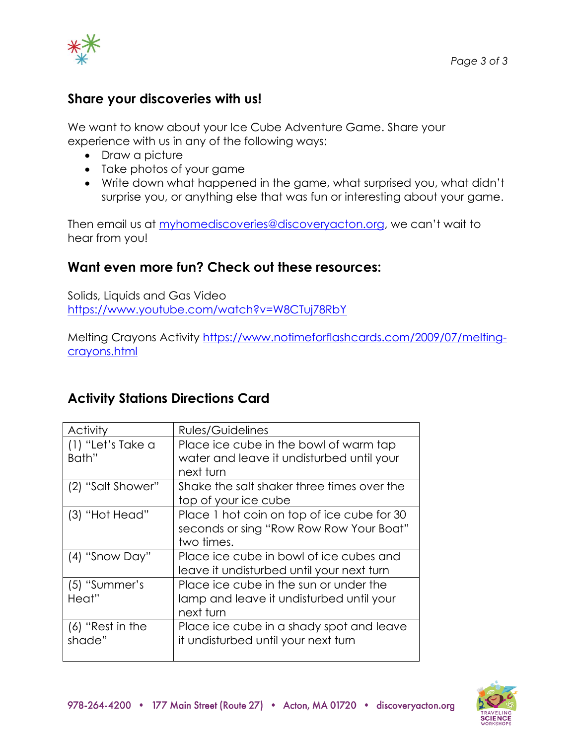## Share your discoveries with us!

We want to know about your Ice Cube Adventure Game. Share your experience with us in any of the following ways:

- Draw a picture
- Take photos of your game
- Write down what happened in the game, what surprised you, what didn't surprise you, or anything else that was fun or interesting about your game.

Then email us at myhomediscoveries@discoveryacton.org, we can't wait to hear from you!

## Want even more fun? Check out these resources:

Solids, Liquids and Gas Video
https://www.youtube.com/watch?v=W8CTuj78RbY

Melting Crayons Activity https://www.notimeforflashcards.com/2009/07/melting-crayons.html

## Activity Stations Directions Card

| Activity | Rules/Guidelines |
|---|---|
| (1) "Let's Take a Bath" | Place ice cube in the bowl of warm tap water and leave it undisturbed until your next turn |
| (2) "Salt Shower" | Shake the salt shaker three times over the top of your ice cube |
| (3) "Hot Head" | Place 1 hot coin on top of ice cube for 30 seconds or sing "Row Row Row Your Boat" two times. |
| (4) "Snow Day" | Place ice cube in bowl of ice cubes and leave it undisturbed until your next turn |
| (5) "Summer's Heat" | Place ice cube in the sun or under the lamp and leave it undisturbed until your next turn |
| (6) "Rest in the shade" | Place ice cube in a shady spot and leave it undisturbed until your next turn |

978-264-4200 • 177 Main Street (Route 27) • Acton, MA 01720 • discoveryacton.org